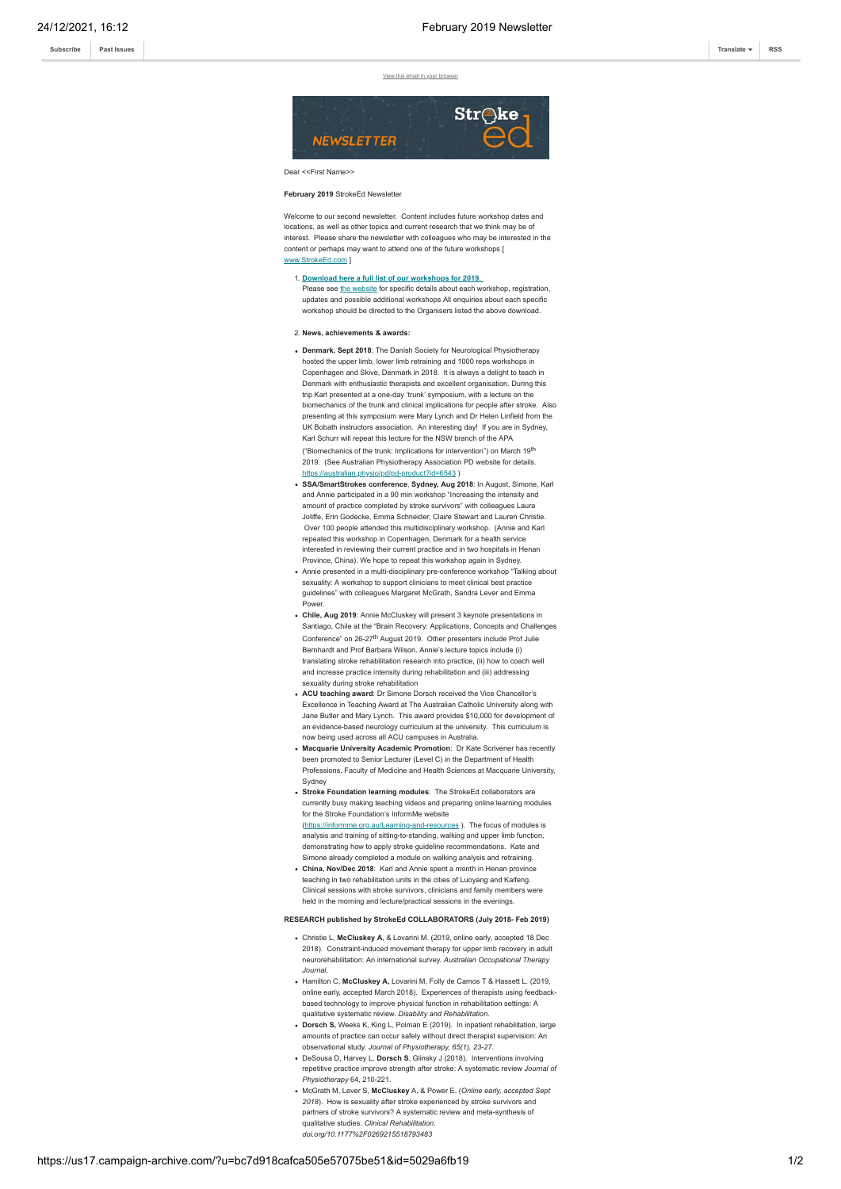Subscribe | Past Issues | Translate | RSS

View this email in your browser

Dear <<First Name>>

**February 2019** StrokeEd Newsletter

Welcome to our second newsletter. Content includes future workshop dates and locations, as well as other topics and current research that we think may be of interest. Please share the newsletter with colleagues who may be interested in the content or perhaps may want to attend one of the future workshops [ www.StrokeEd.com ]

1. **Download here a full list of our workshops for 2019.**
   Please see the website for specific details about each workshop, registration, updates and possible additional workshops All enquiries about each specific workshop should be directed to the Organisers listed the above download.

2. **News, achievements & awards:**

- **Denmark, Sept 2018**: The Danish Society for Neurological Physiotherapy hosted the upper limb, lower limb retraining and 1000 reps workshops in Copenhagen and Skive, Denmark in 2018. It is always a delight to teach in Denmark with enthusiastic therapists and excellent organisation. During this trip Karl presented at a one-day 'trunk' symposium, with a lecture on the biomechanics of the trunk and clinical implications for people after stroke. Also presenting at this symposium were Mary Lynch and Dr Helen Linfield from the UK Bobath instructors association. An interesting day! If you are in Sydney, Karl Schurr will repeat this lecture for the NSW branch of the APA ("Biomechanics of the trunk: Implications for intervention") on March 19th 2019. (See Australian Physiotherapy Association PD website for details. https://australian.physio/pd/pd-product?id=6543 )
- **SSA/SmartStrokes conference**, **Sydney, Aug 2018**: In August, Simone, Karl and Annie participated in a 90 min workshop "Increasing the intensity and amount of practice completed by stroke survivors" with colleagues Laura Joliffe, Erin Godecke, Emma Schneider, Claire Stewart and Lauren Christie. Over 100 people attended this multidisciplinary workshop. (Annie and Karl repeated this workshop in Copenhagen, Denmark for a health service interested in reviewing their current practice and in two hospitals in Henan Province, China). We hope to repeat this workshop again in Sydney.
- Annie presented in a multi-disciplinary pre-conference workshop "Talking about sexuality: A workshop to support clinicians to meet clinical best practice guidelines" with colleagues Margaret McGrath, Sandra Lever and Emma Power.
- **Chile, Aug 2019**: Annie McCluskey will present 3 keynote presentations in Santiago, Chile at the "Brain Recovery: Applications, Concepts and Challenges Conference" on 26-27th August 2019. Other presenters include Prof Julie Bernhardt and Prof Barbara Wilson. Annie's lecture topics include (i) translating stroke rehabilitation research into practice, (ii) how to coach well and increase practice intensity during rehabilitation and (iii) addressing sexuality during stroke rehabilitation
- **ACU teaching award**: Dr Simone Dorsch received the Vice Chancellor's Excellence in Teaching Award at The Australian Catholic University along with Jane Butler and Mary Lynch. This award provides $10,000 for development of an evidence-based neurology curriculum at the university. This curriculum is now being used across all ACU campuses in Australia.
- **Macquarie University Academic Promotion**: Dr Kate Scrivener has recently been promoted to Senior Lecturer (Level C) in the Department of Health Professions, Faculty of Medicine and Health Sciences at Macquarie University, Sydney
- **Stroke Foundation learning modules**: The StrokeEd collaborators are currently busy making teaching videos and preparing online learning modules for the Stroke Foundation's InformMe website (https://informme.org.au/Learning-and-resources ). The focus of modules is analysis and training of sitting-to-standing, walking and upper limb function, demonstrating how to apply stroke guideline recommendations. Kate and Simone already completed a module on walking analysis and retraining.
- **China, Nov/Dec 2018**: Karl and Annie spent a month in Henan province teaching in two rehabilitation units in the cities of Luoyang and Kaifeng. Clinical sessions with stroke survivors, clinicians and family members were held in the morning and lecture/practical sessions in the evenings.

**RESEARCH published by StrokeEd COLLABORATORS (July 2018- Feb 2019)**

- Christie L, **McCluskey A**, & Lovarini M. (2019, online early, accepted 18 Dec 2018). Constraint-induced movement therapy for upper limb recovery in adult neurorehabilitation: An international survey. *Australian Occupational Therapy Journal.*
- Hamilton C, **McCluskey A,** Lovarini M, Folly de Camos T & Hassett L. (2019, online early, accepted March 2018). Experiences of therapists using feedback-based technology to improve physical function in rehabilitation settings: A qualitative systematic review. *Disability and Rehabilitation.*
- **Dorsch S,** Weeks K, King L, Polman E (2019). In inpatient rehabilitation, large amounts of practice can occur safely without direct therapist supervision: An observational study. *Journal of Physiotherapy, 65(1), 23-27.*
- DeSousa D, Harvey L, **Dorsch S**, Glinsky J (2018). Interventions involving repetitive practice improve strength after stroke: A systematic review *Journal of Physiotherapy* 64, 210-221.
- McGrath M, Lever S, **McCluskey** A, & Power E. (*Online early, accepted Sept 2018*). How is sexuality after stroke experienced by stroke survivors and partners of stroke survivors? A systematic review and meta-synthesis of qualitative studies. *Clinical Rehabilitation. doi.org/10.1177%2F0269215518793483*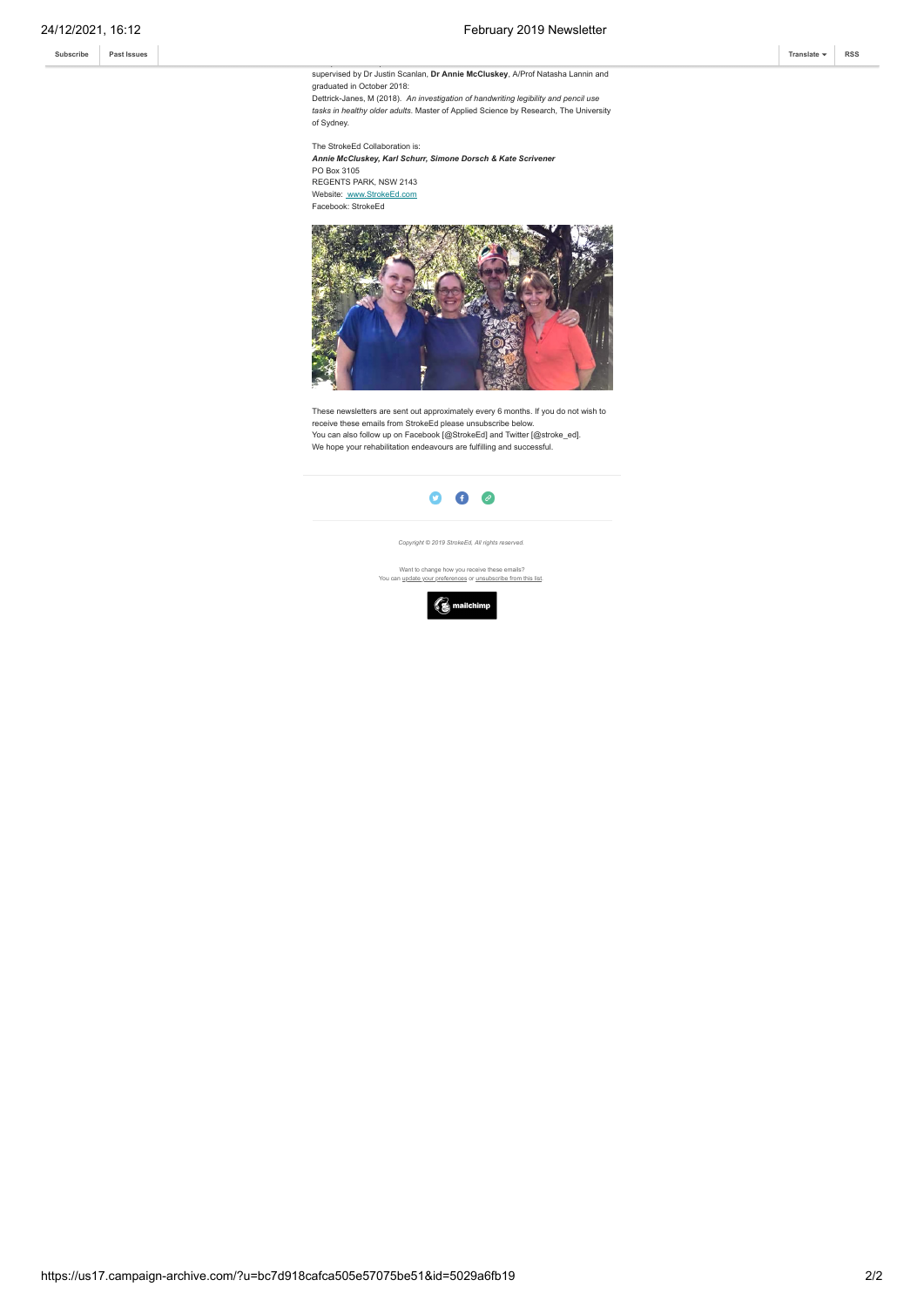supervised by Dr Justin Scanlan, **Dr Annie McCluskey**, A/Prof Natasha Lannin and graduated in October 2018:

Dettrick-Janes, M (2018). *An investigation of handwriting legibility and pencil use tasks in healthy older adults.* Master of Applied Science by Research, The University of Sydney.

The StrokeEd Collaboration is:
***Annie McCluskey, Karl Schurr, Simone Dorsch & Kate Scrivener***
PO Box 3105
REGENTS PARK, NSW 2143
Website: www.StrokeEd.com
Facebook: StrokeEd

These newsletters are sent out approximately every 6 months. If you do not wish to receive these emails from StrokeEd please unsubscribe below.
You can also follow up on Facebook [@StrokeEd] and Twitter [@stroke_ed].
We hope your rehabilitation endeavours are fulfilling and successful.

*Copyright © 2019 StrokeEd, All rights reserved.*

Want to change how you receive these emails?
You can update your preferences or unsubscribe from this list.